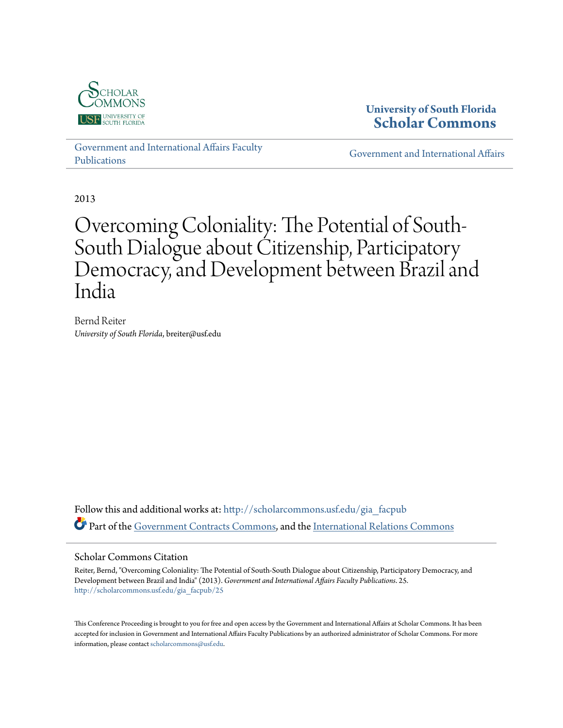University of South Florida
**Scholar Commons**

Government and International Affairs Faculty Publications

Government and International Affairs

2013

# Overcoming Coloniality: The Potential of South-South Dialogue about Citizenship, Participatory Democracy, and Development between Brazil and India

Bernd Reiter
*University of South Florida*, breiter@usf.edu

Follow this and additional works at: http://scholarcommons.usf.edu/gia_facpub
Part of the Government Contracts Commons, and the International Relations Commons

## Scholar Commons Citation

Reiter, Bernd, "Overcoming Coloniality: The Potential of South-South Dialogue about Citizenship, Participatory Democracy, and Development between Brazil and India" (2013). *Government and International Affairs Faculty Publications*. 25.
http://scholarcommons.usf.edu/gia_facpub/25

This Conference Proceeding is brought to you for free and open access by the Government and International Affairs at Scholar Commons. It has been accepted for inclusion in Government and International Affairs Faculty Publications by an authorized administrator of Scholar Commons. For more information, please contact scholarcommons@usf.edu.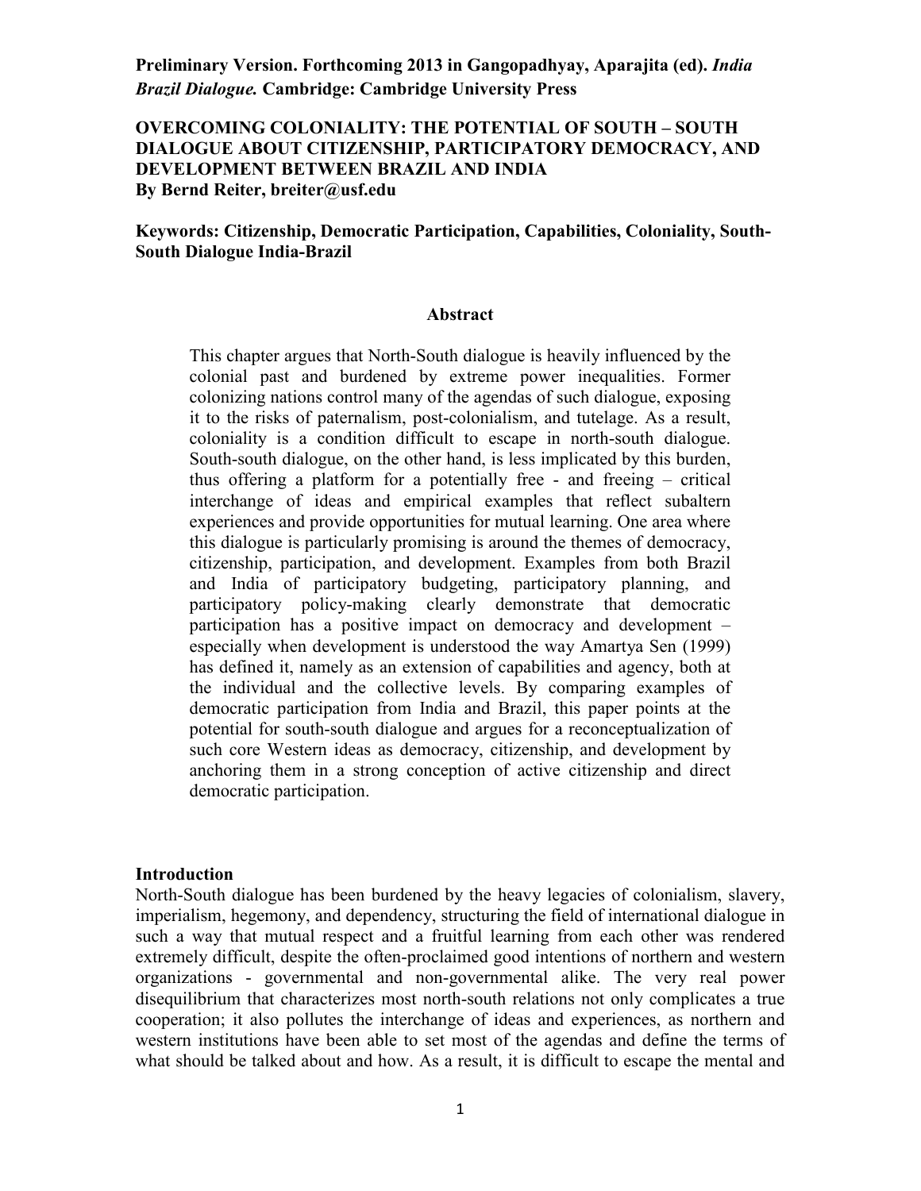**Preliminary Version. Forthcoming 2013 in Gangopadhyay, Aparajita (ed).** ***India Brazil Dialogue.*** **Cambridge: Cambridge University Press**

# OVERCOMING COLONIALITY: THE POTENTIAL OF SOUTH – SOUTH DIALOGUE ABOUT CITIZENSHIP, PARTICIPATORY DEMOCRACY, AND DEVELOPMENT BETWEEN BRAZIL AND INDIA

**By Bernd Reiter, breiter@usf.edu**

**Keywords: Citizenship, Democratic Participation, Capabilities, Coloniality, South-South Dialogue India-Brazil**

## Abstract

This chapter argues that North-South dialogue is heavily influenced by the colonial past and burdened by extreme power inequalities. Former colonizing nations control many of the agendas of such dialogue, exposing it to the risks of paternalism, post-colonialism, and tutelage. As a result, coloniality is a condition difficult to escape in north-south dialogue. South-south dialogue, on the other hand, is less implicated by this burden, thus offering a platform for a potentially free - and freeing – critical interchange of ideas and empirical examples that reflect subaltern experiences and provide opportunities for mutual learning. One area where this dialogue is particularly promising is around the themes of democracy, citizenship, participation, and development. Examples from both Brazil and India of participatory budgeting, participatory planning, and participatory policy-making clearly demonstrate that democratic participation has a positive impact on democracy and development – especially when development is understood the way Amartya Sen (1999) has defined it, namely as an extension of capabilities and agency, both at the individual and the collective levels. By comparing examples of democratic participation from India and Brazil, this paper points at the potential for south-south dialogue and argues for a reconceptualization of such core Western ideas as democracy, citizenship, and development by anchoring them in a strong conception of active citizenship and direct democratic participation.

## Introduction

North-South dialogue has been burdened by the heavy legacies of colonialism, slavery, imperialism, hegemony, and dependency, structuring the field of international dialogue in such a way that mutual respect and a fruitful learning from each other was rendered extremely difficult, despite the often-proclaimed good intentions of northern and western organizations - governmental and non-governmental alike. The very real power disequilibrium that characterizes most north-south relations not only complicates a true cooperation; it also pollutes the interchange of ideas and experiences, as northern and western institutions have been able to set most of the agendas and define the terms of what should be talked about and how. As a result, it is difficult to escape the mental and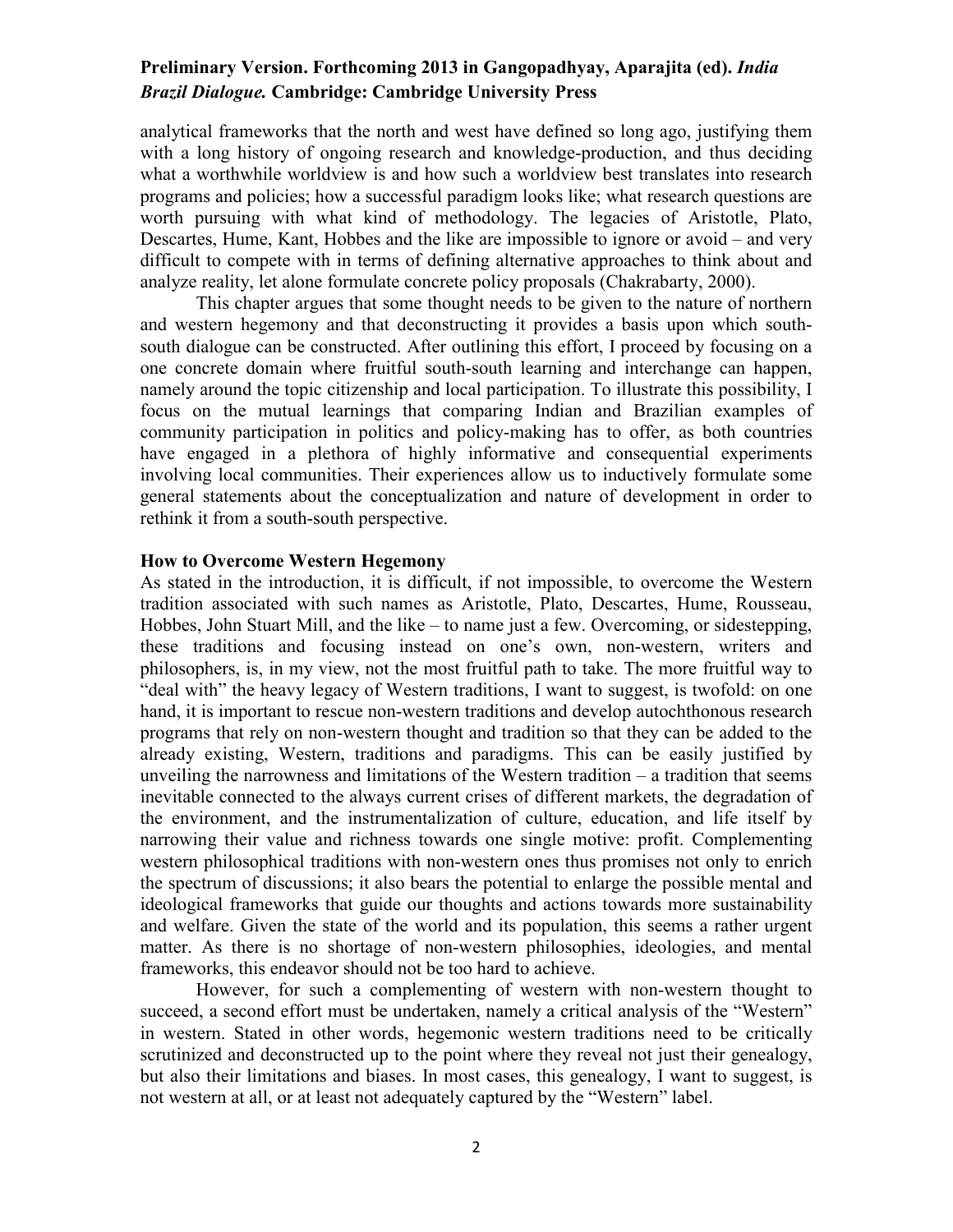analytical frameworks that the north and west have defined so long ago, justifying them with a long history of ongoing research and knowledge-production, and thus deciding what a worthwhile worldview is and how such a worldview best translates into research programs and policies; how a successful paradigm looks like; what research questions are worth pursuing with what kind of methodology. The legacies of Aristotle, Plato, Descartes, Hume, Kant, Hobbes and the like are impossible to ignore or avoid – and very difficult to compete with in terms of defining alternative approaches to think about and analyze reality, let alone formulate concrete policy proposals (Chakrabarty, 2000).

This chapter argues that some thought needs to be given to the nature of northern and western hegemony and that deconstructing it provides a basis upon which south-south dialogue can be constructed. After outlining this effort, I proceed by focusing on a one concrete domain where fruitful south-south learning and interchange can happen, namely around the topic citizenship and local participation. To illustrate this possibility, I focus on the mutual learnings that comparing Indian and Brazilian examples of community participation in politics and policy-making has to offer, as both countries have engaged in a plethora of highly informative and consequential experiments involving local communities. Their experiences allow us to inductively formulate some general statements about the conceptualization and nature of development in order to rethink it from a south-south perspective.

## How to Overcome Western Hegemony

As stated in the introduction, it is difficult, if not impossible, to overcome the Western tradition associated with such names as Aristotle, Plato, Descartes, Hume, Rousseau, Hobbes, John Stuart Mill, and the like – to name just a few. Overcoming, or sidestepping, these traditions and focusing instead on one's own, non-western, writers and philosophers, is, in my view, not the most fruitful path to take. The more fruitful way to "deal with" the heavy legacy of Western traditions, I want to suggest, is twofold: on one hand, it is important to rescue non-western traditions and develop autochthonous research programs that rely on non-western thought and tradition so that they can be added to the already existing, Western, traditions and paradigms. This can be easily justified by unveiling the narrowness and limitations of the Western tradition – a tradition that seems inevitable connected to the always current crises of different markets, the degradation of the environment, and the instrumentalization of culture, education, and life itself by narrowing their value and richness towards one single motive: profit. Complementing western philosophical traditions with non-western ones thus promises not only to enrich the spectrum of discussions; it also bears the potential to enlarge the possible mental and ideological frameworks that guide our thoughts and actions towards more sustainability and welfare. Given the state of the world and its population, this seems a rather urgent matter. As there is no shortage of non-western philosophies, ideologies, and mental frameworks, this endeavor should not be too hard to achieve.

However, for such a complementing of western with non-western thought to succeed, a second effort must be undertaken, namely a critical analysis of the "Western" in western. Stated in other words, hegemonic western traditions need to be critically scrutinized and deconstructed up to the point where they reveal not just their genealogy, but also their limitations and biases. In most cases, this genealogy, I want to suggest, is not western at all, or at least not adequately captured by the "Western" label.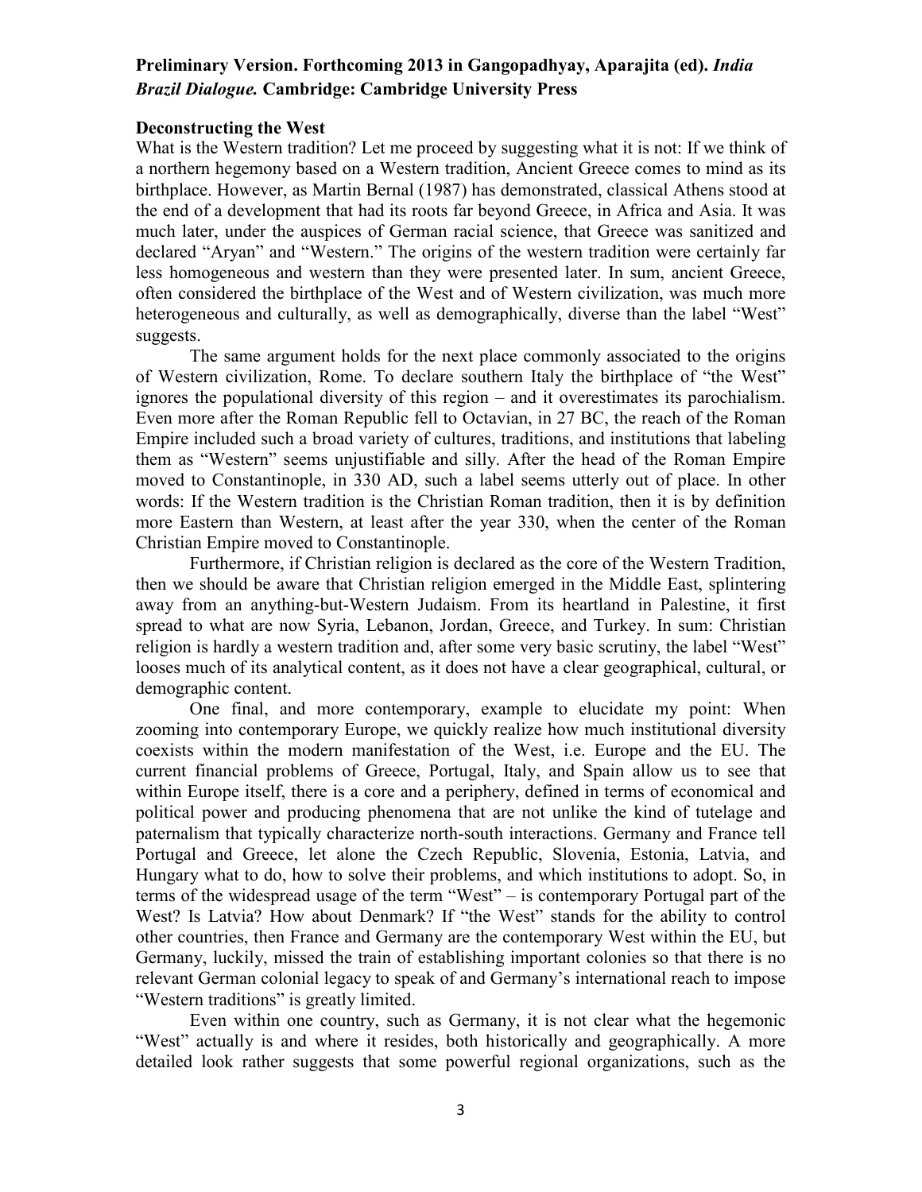**Preliminary Version. Forthcoming 2013 in Gangopadhyay, Aparajita (ed).** ***India Brazil Dialogue.*** **Cambridge: Cambridge University Press**

**Deconstructing the West**

What is the Western tradition? Let me proceed by suggesting what it is not: If we think of a northern hegemony based on a Western tradition, Ancient Greece comes to mind as its birthplace. However, as Martin Bernal (1987) has demonstrated, classical Athens stood at the end of a development that had its roots far beyond Greece, in Africa and Asia. It was much later, under the auspices of German racial science, that Greece was sanitized and declared "Aryan" and "Western." The origins of the western tradition were certainly far less homogeneous and western than they were presented later. In sum, ancient Greece, often considered the birthplace of the West and of Western civilization, was much more heterogeneous and culturally, as well as demographically, diverse than the label "West" suggests.

The same argument holds for the next place commonly associated to the origins of Western civilization, Rome. To declare southern Italy the birthplace of "the West" ignores the populational diversity of this region – and it overestimates its parochialism. Even more after the Roman Republic fell to Octavian, in 27 BC, the reach of the Roman Empire included such a broad variety of cultures, traditions, and institutions that labeling them as "Western" seems unjustifiable and silly. After the head of the Roman Empire moved to Constantinople, in 330 AD, such a label seems utterly out of place. In other words: If the Western tradition is the Christian Roman tradition, then it is by definition more Eastern than Western, at least after the year 330, when the center of the Roman Christian Empire moved to Constantinople.

Furthermore, if Christian religion is declared as the core of the Western Tradition, then we should be aware that Christian religion emerged in the Middle East, splintering away from an anything-but-Western Judaism. From its heartland in Palestine, it first spread to what are now Syria, Lebanon, Jordan, Greece, and Turkey. In sum: Christian religion is hardly a western tradition and, after some very basic scrutiny, the label "West" looses much of its analytical content, as it does not have a clear geographical, cultural, or demographic content.

One final, and more contemporary, example to elucidate my point: When zooming into contemporary Europe, we quickly realize how much institutional diversity coexists within the modern manifestation of the West, i.e. Europe and the EU. The current financial problems of Greece, Portugal, Italy, and Spain allow us to see that within Europe itself, there is a core and a periphery, defined in terms of economical and political power and producing phenomena that are not unlike the kind of tutelage and paternalism that typically characterize north-south interactions. Germany and France tell Portugal and Greece, let alone the Czech Republic, Slovenia, Estonia, Latvia, and Hungary what to do, how to solve their problems, and which institutions to adopt. So, in terms of the widespread usage of the term "West" – is contemporary Portugal part of the West? Is Latvia? How about Denmark? If "the West" stands for the ability to control other countries, then France and Germany are the contemporary West within the EU, but Germany, luckily, missed the train of establishing important colonies so that there is no relevant German colonial legacy to speak of and Germany's international reach to impose "Western traditions" is greatly limited.

Even within one country, such as Germany, it is not clear what the hegemonic "West" actually is and where it resides, both historically and geographically. A more detailed look rather suggests that some powerful regional organizations, such as the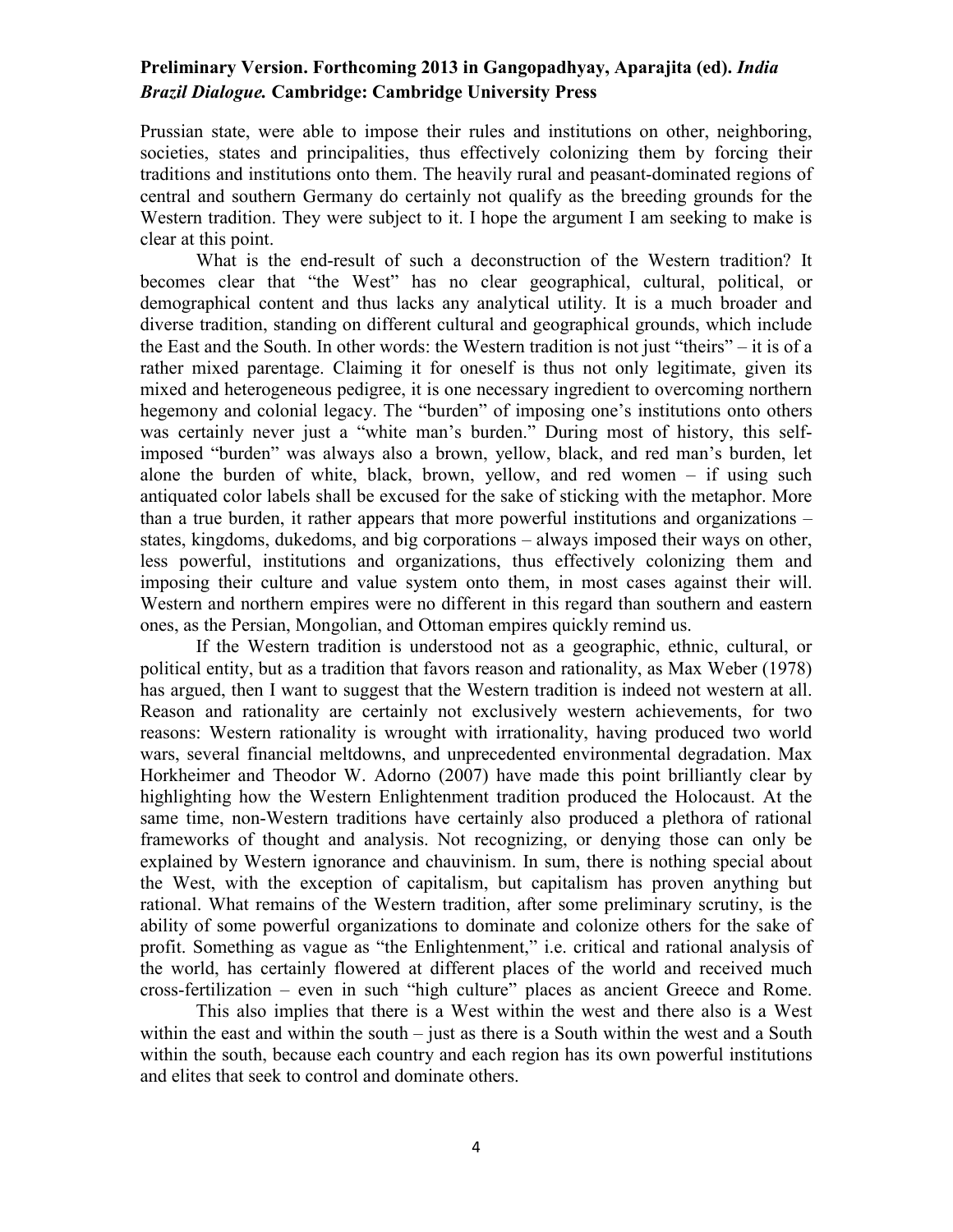Prussian state, were able to impose their rules and institutions on other, neighboring, societies, states and principalities, thus effectively colonizing them by forcing their traditions and institutions onto them. The heavily rural and peasant-dominated regions of central and southern Germany do certainly not qualify as the breeding grounds for the Western tradition. They were subject to it. I hope the argument I am seeking to make is clear at this point.

What is the end-result of such a deconstruction of the Western tradition? It becomes clear that "the West" has no clear geographical, cultural, political, or demographical content and thus lacks any analytical utility. It is a much broader and diverse tradition, standing on different cultural and geographical grounds, which include the East and the South. In other words: the Western tradition is not just "theirs" – it is of a rather mixed parentage. Claiming it for oneself is thus not only legitimate, given its mixed and heterogeneous pedigree, it is one necessary ingredient to overcoming northern hegemony and colonial legacy. The "burden" of imposing one's institutions onto others was certainly never just a "white man's burden." During most of history, this self-imposed "burden" was always also a brown, yellow, black, and red man's burden, let alone the burden of white, black, brown, yellow, and red women – if using such antiquated color labels shall be excused for the sake of sticking with the metaphor. More than a true burden, it rather appears that more powerful institutions and organizations – states, kingdoms, dukedoms, and big corporations – always imposed their ways on other, less powerful, institutions and organizations, thus effectively colonizing them and imposing their culture and value system onto them, in most cases against their will. Western and northern empires were no different in this regard than southern and eastern ones, as the Persian, Mongolian, and Ottoman empires quickly remind us.

If the Western tradition is understood not as a geographic, ethnic, cultural, or political entity, but as a tradition that favors reason and rationality, as Max Weber (1978) has argued, then I want to suggest that the Western tradition is indeed not western at all. Reason and rationality are certainly not exclusively western achievements, for two reasons: Western rationality is wrought with irrationality, having produced two world wars, several financial meltdowns, and unprecedented environmental degradation. Max Horkheimer and Theodor W. Adorno (2007) have made this point brilliantly clear by highlighting how the Western Enlightenment tradition produced the Holocaust. At the same time, non-Western traditions have certainly also produced a plethora of rational frameworks of thought and analysis. Not recognizing, or denying those can only be explained by Western ignorance and chauvinism. In sum, there is nothing special about the West, with the exception of capitalism, but capitalism has proven anything but rational. What remains of the Western tradition, after some preliminary scrutiny, is the ability of some powerful organizations to dominate and colonize others for the sake of profit. Something as vague as "the Enlightenment," i.e. critical and rational analysis of the world, has certainly flowered at different places of the world and received much cross-fertilization – even in such "high culture" places as ancient Greece and Rome.

This also implies that there is a West within the west and there also is a West within the east and within the south – just as there is a South within the west and a South within the south, because each country and each region has its own powerful institutions and elites that seek to control and dominate others.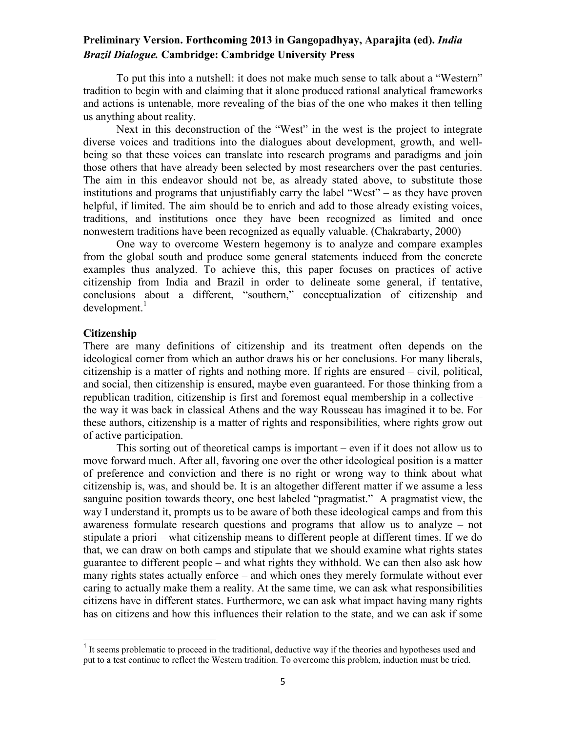To put this into a nutshell: it does not make much sense to talk about a "Western" tradition to begin with and claiming that it alone produced rational analytical frameworks and actions is untenable, more revealing of the bias of the one who makes it then telling us anything about reality.

Next in this deconstruction of the "West" in the west is the project to integrate diverse voices and traditions into the dialogues about development, growth, and well-being so that these voices can translate into research programs and paradigms and join those others that have already been selected by most researchers over the past centuries. The aim in this endeavor should not be, as already stated above, to substitute those institutions and programs that unjustifiably carry the label "West" – as they have proven helpful, if limited. The aim should be to enrich and add to those already existing voices, traditions, and institutions once they have been recognized as limited and once nonwestern traditions have been recognized as equally valuable. (Chakrabarty, 2000)

One way to overcome Western hegemony is to analyze and compare examples from the global south and produce some general statements induced from the concrete examples thus analyzed. To achieve this, this paper focuses on practices of active citizenship from India and Brazil in order to delineate some general, if tentative, conclusions about a different, "southern," conceptualization of citizenship and development.[1]

## Citizenship

There are many definitions of citizenship and its treatment often depends on the ideological corner from which an author draws his or her conclusions. For many liberals, citizenship is a matter of rights and nothing more. If rights are ensured – civil, political, and social, then citizenship is ensured, maybe even guaranteed. For those thinking from a republican tradition, citizenship is first and foremost equal membership in a collective – the way it was back in classical Athens and the way Rousseau has imagined it to be. For these authors, citizenship is a matter of rights and responsibilities, where rights grow out of active participation.

This sorting out of theoretical camps is important – even if it does not allow us to move forward much. After all, favoring one over the other ideological position is a matter of preference and conviction and there is no right or wrong way to think about what citizenship is, was, and should be. It is an altogether different matter if we assume a less sanguine position towards theory, one best labeled "pragmatist." A pragmatist view, the way I understand it, prompts us to be aware of both these ideological camps and from this awareness formulate research questions and programs that allow us to analyze – not stipulate a priori – what citizenship means to different people at different times. If we do that, we can draw on both camps and stipulate that we should examine what rights states guarantee to different people – and what rights they withhold. We can then also ask how many rights states actually enforce – and which ones they merely formulate without ever caring to actually make them a reality. At the same time, we can ask what responsibilities citizens have in different states. Furthermore, we can ask what impact having many rights has on citizens and how this influences their relation to the state, and we can ask if some

[1] It seems problematic to proceed in the traditional, deductive way if the theories and hypotheses used and put to a test continue to reflect the Western tradition. To overcome this problem, induction must be tried.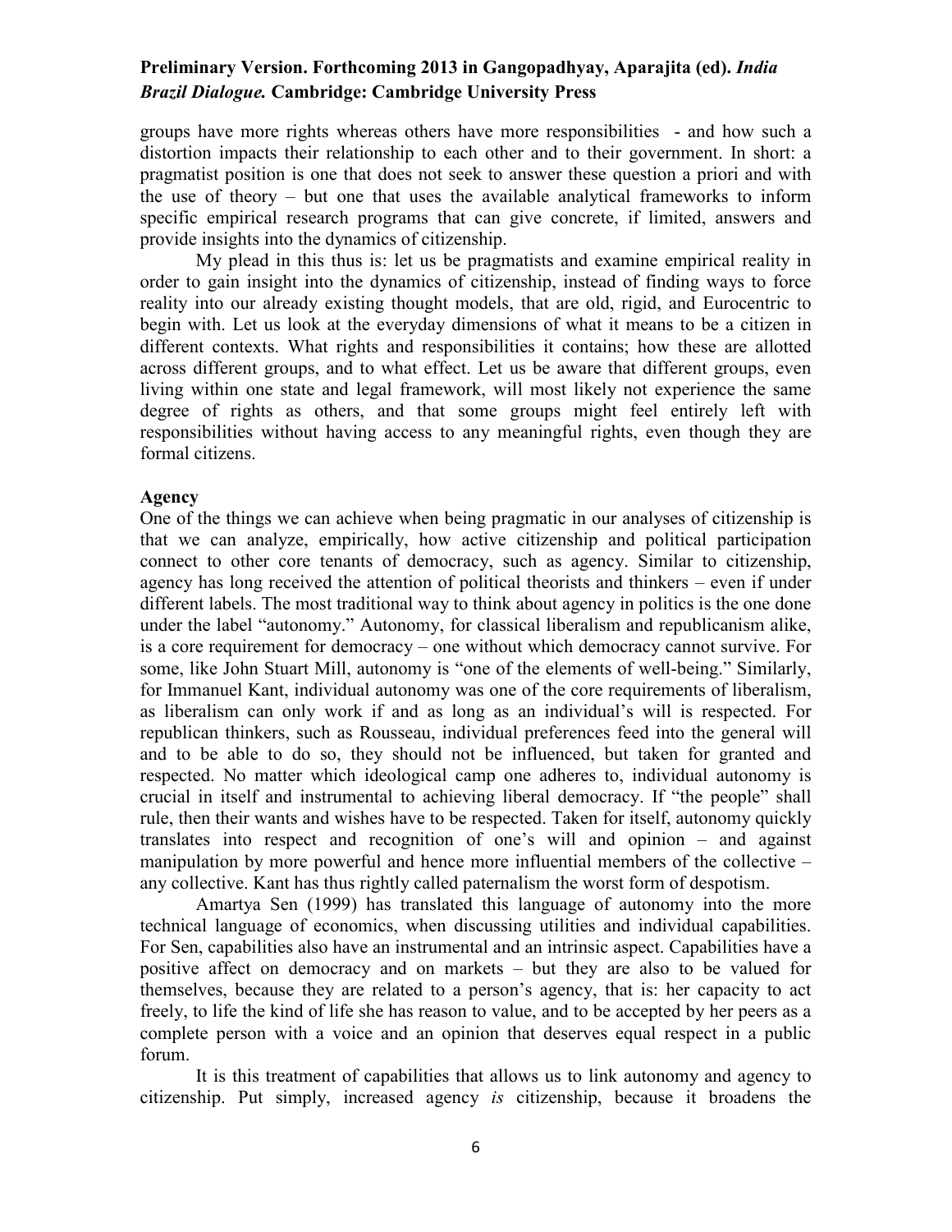groups have more rights whereas others have more responsibilities - and how such a distortion impacts their relationship to each other and to their government. In short: a pragmatist position is one that does not seek to answer these question a priori and with the use of theory – but one that uses the available analytical frameworks to inform specific empirical research programs that can give concrete, if limited, answers and provide insights into the dynamics of citizenship.

My plead in this thus is: let us be pragmatists and examine empirical reality in order to gain insight into the dynamics of citizenship, instead of finding ways to force reality into our already existing thought models, that are old, rigid, and Eurocentric to begin with. Let us look at the everyday dimensions of what it means to be a citizen in different contexts. What rights and responsibilities it contains; how these are allotted across different groups, and to what effect. Let us be aware that different groups, even living within one state and legal framework, will most likely not experience the same degree of rights as others, and that some groups might feel entirely left with responsibilities without having access to any meaningful rights, even though they are formal citizens.

**Agency**

One of the things we can achieve when being pragmatic in our analyses of citizenship is that we can analyze, empirically, how active citizenship and political participation connect to other core tenants of democracy, such as agency. Similar to citizenship, agency has long received the attention of political theorists and thinkers – even if under different labels. The most traditional way to think about agency in politics is the one done under the label "autonomy." Autonomy, for classical liberalism and republicanism alike, is a core requirement for democracy – one without which democracy cannot survive. For some, like John Stuart Mill, autonomy is "one of the elements of well-being." Similarly, for Immanuel Kant, individual autonomy was one of the core requirements of liberalism, as liberalism can only work if and as long as an individual's will is respected. For republican thinkers, such as Rousseau, individual preferences feed into the general will and to be able to do so, they should not be influenced, but taken for granted and respected. No matter which ideological camp one adheres to, individual autonomy is crucial in itself and instrumental to achieving liberal democracy. If "the people" shall rule, then their wants and wishes have to be respected. Taken for itself, autonomy quickly translates into respect and recognition of one's will and opinion – and against manipulation by more powerful and hence more influential members of the collective – any collective. Kant has thus rightly called paternalism the worst form of despotism.

Amartya Sen (1999) has translated this language of autonomy into the more technical language of economics, when discussing utilities and individual capabilities. For Sen, capabilities also have an instrumental and an intrinsic aspect. Capabilities have a positive affect on democracy and on markets – but they are also to be valued for themselves, because they are related to a person's agency, that is: her capacity to act freely, to life the kind of life she has reason to value, and to be accepted by her peers as a complete person with a voice and an opinion that deserves equal respect in a public forum.

It is this treatment of capabilities that allows us to link autonomy and agency to citizenship. Put simply, increased agency *is* citizenship, because it broadens the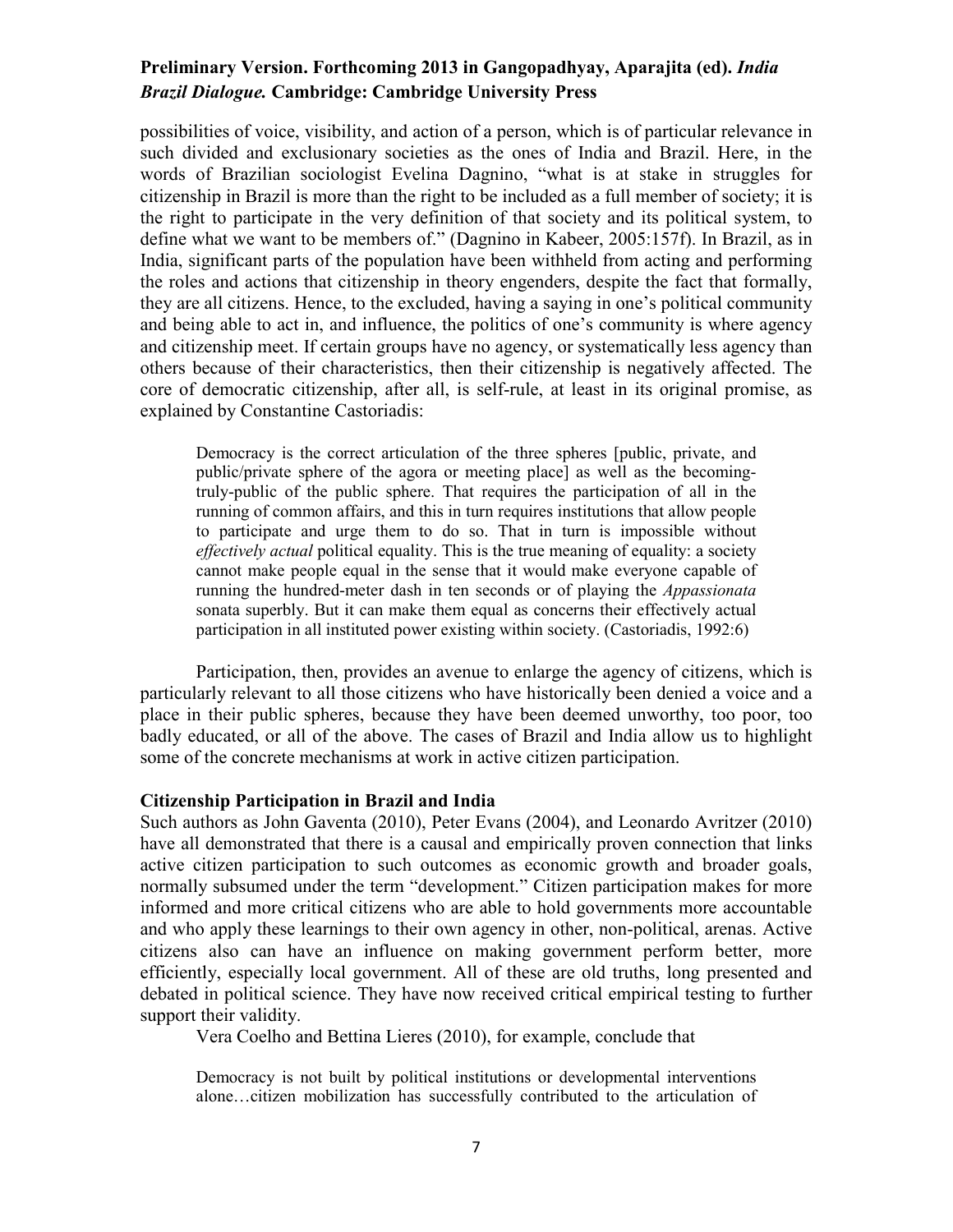possibilities of voice, visibility, and action of a person, which is of particular relevance in such divided and exclusionary societies as the ones of India and Brazil. Here, in the words of Brazilian sociologist Evelina Dagnino, "what is at stake in struggles for citizenship in Brazil is more than the right to be included as a full member of society; it is the right to participate in the very definition of that society and its political system, to define what we want to be members of." (Dagnino in Kabeer, 2005:157f). In Brazil, as in India, significant parts of the population have been withheld from acting and performing the roles and actions that citizenship in theory engenders, despite the fact that formally, they are all citizens. Hence, to the excluded, having a saying in one's political community and being able to act in, and influence, the politics of one's community is where agency and citizenship meet. If certain groups have no agency, or systematically less agency than others because of their characteristics, then their citizenship is negatively affected. The core of democratic citizenship, after all, is self-rule, at least in its original promise, as explained by Constantine Castoriadis:

> Democracy is the correct articulation of the three spheres [public, private, and public/private sphere of the agora or meeting place] as well as the becoming-truly-public of the public sphere. That requires the participation of all in the running of common affairs, and this in turn requires institutions that allow people to participate and urge them to do so. That in turn is impossible without *effectively actual* political equality. This is the true meaning of equality: a society cannot make people equal in the sense that it would make everyone capable of running the hundred-meter dash in ten seconds or of playing the *Appassionata* sonata superbly. But it can make them equal as concerns their effectively actual participation in all instituted power existing within society. (Castoriadis, 1992:6)

Participation, then, provides an avenue to enlarge the agency of citizens, which is particularly relevant to all those citizens who have historically been denied a voice and a place in their public spheres, because they have been deemed unworthy, too poor, too badly educated, or all of the above. The cases of Brazil and India allow us to highlight some of the concrete mechanisms at work in active citizen participation.

## Citizenship Participation in Brazil and India

Such authors as John Gaventa (2010), Peter Evans (2004), and Leonardo Avritzer (2010) have all demonstrated that there is a causal and empirically proven connection that links active citizen participation to such outcomes as economic growth and broader goals, normally subsumed under the term "development." Citizen participation makes for more informed and more critical citizens who are able to hold governments more accountable and who apply these learnings to their own agency in other, non-political, arenas. Active citizens also can have an influence on making government perform better, more efficiently, especially local government. All of these are old truths, long presented and debated in political science. They have now received critical empirical testing to further support their validity.

Vera Coelho and Bettina Lieres (2010), for example, conclude that

> Democracy is not built by political institutions or developmental interventions alone…citizen mobilization has successfully contributed to the articulation of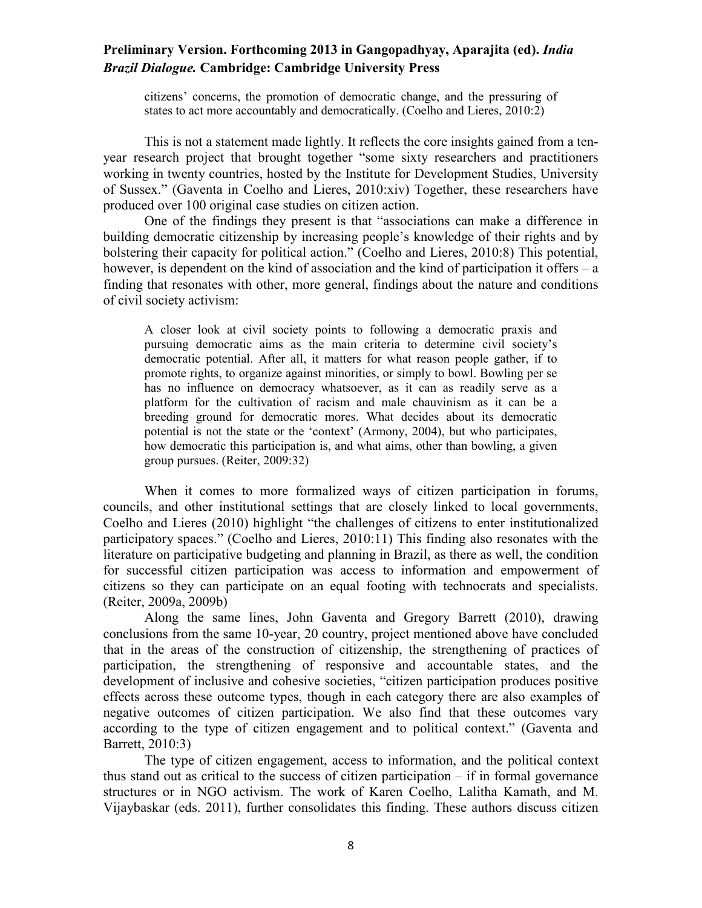> citizens' concerns, the promotion of democratic change, and the pressuring of states to act more accountably and democratically. (Coelho and Lieres, 2010:2)

This is not a statement made lightly. It reflects the core insights gained from a ten-year research project that brought together "some sixty researchers and practitioners working in twenty countries, hosted by the Institute for Development Studies, University of Sussex." (Gaventa in Coelho and Lieres, 2010:xiv) Together, these researchers have produced over 100 original case studies on citizen action.

One of the findings they present is that "associations can make a difference in building democratic citizenship by increasing people's knowledge of their rights and by bolstering their capacity for political action." (Coelho and Lieres, 2010:8) This potential, however, is dependent on the kind of association and the kind of participation it offers – a finding that resonates with other, more general, findings about the nature and conditions of civil society activism:

> A closer look at civil society points to following a democratic praxis and pursuing democratic aims as the main criteria to determine civil society's democratic potential. After all, it matters for what reason people gather, if to promote rights, to organize against minorities, or simply to bowl. Bowling per se has no influence on democracy whatsoever, as it can as readily serve as a platform for the cultivation of racism and male chauvinism as it can be a breeding ground for democratic mores. What decides about its democratic potential is not the state or the 'context' (Armony, 2004), but who participates, how democratic this participation is, and what aims, other than bowling, a given group pursues. (Reiter, 2009:32)

When it comes to more formalized ways of citizen participation in forums, councils, and other institutional settings that are closely linked to local governments, Coelho and Lieres (2010) highlight "the challenges of citizens to enter institutionalized participatory spaces." (Coelho and Lieres, 2010:11) This finding also resonates with the literature on participative budgeting and planning in Brazil, as there as well, the condition for successful citizen participation was access to information and empowerment of citizens so they can participate on an equal footing with technocrats and specialists. (Reiter, 2009a, 2009b)

Along the same lines, John Gaventa and Gregory Barrett (2010), drawing conclusions from the same 10-year, 20 country, project mentioned above have concluded that in the areas of the construction of citizenship, the strengthening of practices of participation, the strengthening of responsive and accountable states, and the development of inclusive and cohesive societies, "citizen participation produces positive effects across these outcome types, though in each category there are also examples of negative outcomes of citizen participation. We also find that these outcomes vary according to the type of citizen engagement and to political context." (Gaventa and Barrett, 2010:3)

The type of citizen engagement, access to information, and the political context thus stand out as critical to the success of citizen participation – if in formal governance structures or in NGO activism. The work of Karen Coelho, Lalitha Kamath, and M. Vijaybaskar (eds. 2011), further consolidates this finding. These authors discuss citizen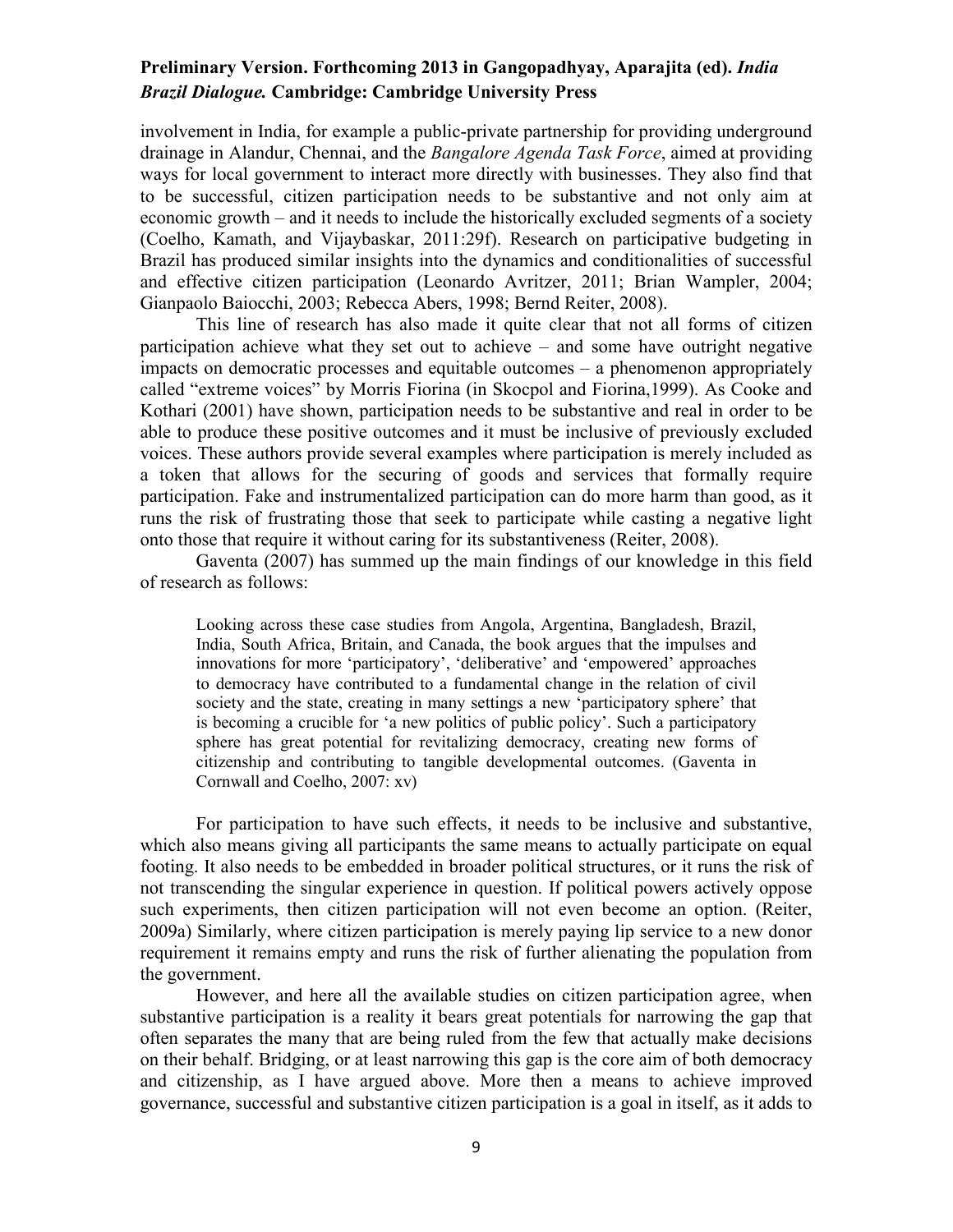involvement in India, for example a public-private partnership for providing underground drainage in Alandur, Chennai, and the *Bangalore Agenda Task Force*, aimed at providing ways for local government to interact more directly with businesses. They also find that to be successful, citizen participation needs to be substantive and not only aim at economic growth – and it needs to include the historically excluded segments of a society (Coelho, Kamath, and Vijaybaskar, 2011:29f). Research on participative budgeting in Brazil has produced similar insights into the dynamics and conditionalities of successful and effective citizen participation (Leonardo Avritzer, 2011; Brian Wampler, 2004; Gianpaolo Baiocchi, 2003; Rebecca Abers, 1998; Bernd Reiter, 2008).

This line of research has also made it quite clear that not all forms of citizen participation achieve what they set out to achieve – and some have outright negative impacts on democratic processes and equitable outcomes – a phenomenon appropriately called "extreme voices" by Morris Fiorina (in Skocpol and Fiorina,1999). As Cooke and Kothari (2001) have shown, participation needs to be substantive and real in order to be able to produce these positive outcomes and it must be inclusive of previously excluded voices. These authors provide several examples where participation is merely included as a token that allows for the securing of goods and services that formally require participation. Fake and instrumentalized participation can do more harm than good, as it runs the risk of frustrating those that seek to participate while casting a negative light onto those that require it without caring for its substantiveness (Reiter, 2008).

Gaventa (2007) has summed up the main findings of our knowledge in this field of research as follows:

> Looking across these case studies from Angola, Argentina, Bangladesh, Brazil, India, South Africa, Britain, and Canada, the book argues that the impulses and innovations for more 'participatory', 'deliberative' and 'empowered' approaches to democracy have contributed to a fundamental change in the relation of civil society and the state, creating in many settings a new 'participatory sphere' that is becoming a crucible for 'a new politics of public policy'. Such a participatory sphere has great potential for revitalizing democracy, creating new forms of citizenship and contributing to tangible developmental outcomes. (Gaventa in Cornwall and Coelho, 2007: xv)

For participation to have such effects, it needs to be inclusive and substantive, which also means giving all participants the same means to actually participate on equal footing. It also needs to be embedded in broader political structures, or it runs the risk of not transcending the singular experience in question. If political powers actively oppose such experiments, then citizen participation will not even become an option. (Reiter, 2009a) Similarly, where citizen participation is merely paying lip service to a new donor requirement it remains empty and runs the risk of further alienating the population from the government.

However, and here all the available studies on citizen participation agree, when substantive participation is a reality it bears great potentials for narrowing the gap that often separates the many that are being ruled from the few that actually make decisions on their behalf. Bridging, or at least narrowing this gap is the core aim of both democracy and citizenship, as I have argued above. More then a means to achieve improved governance, successful and substantive citizen participation is a goal in itself, as it adds to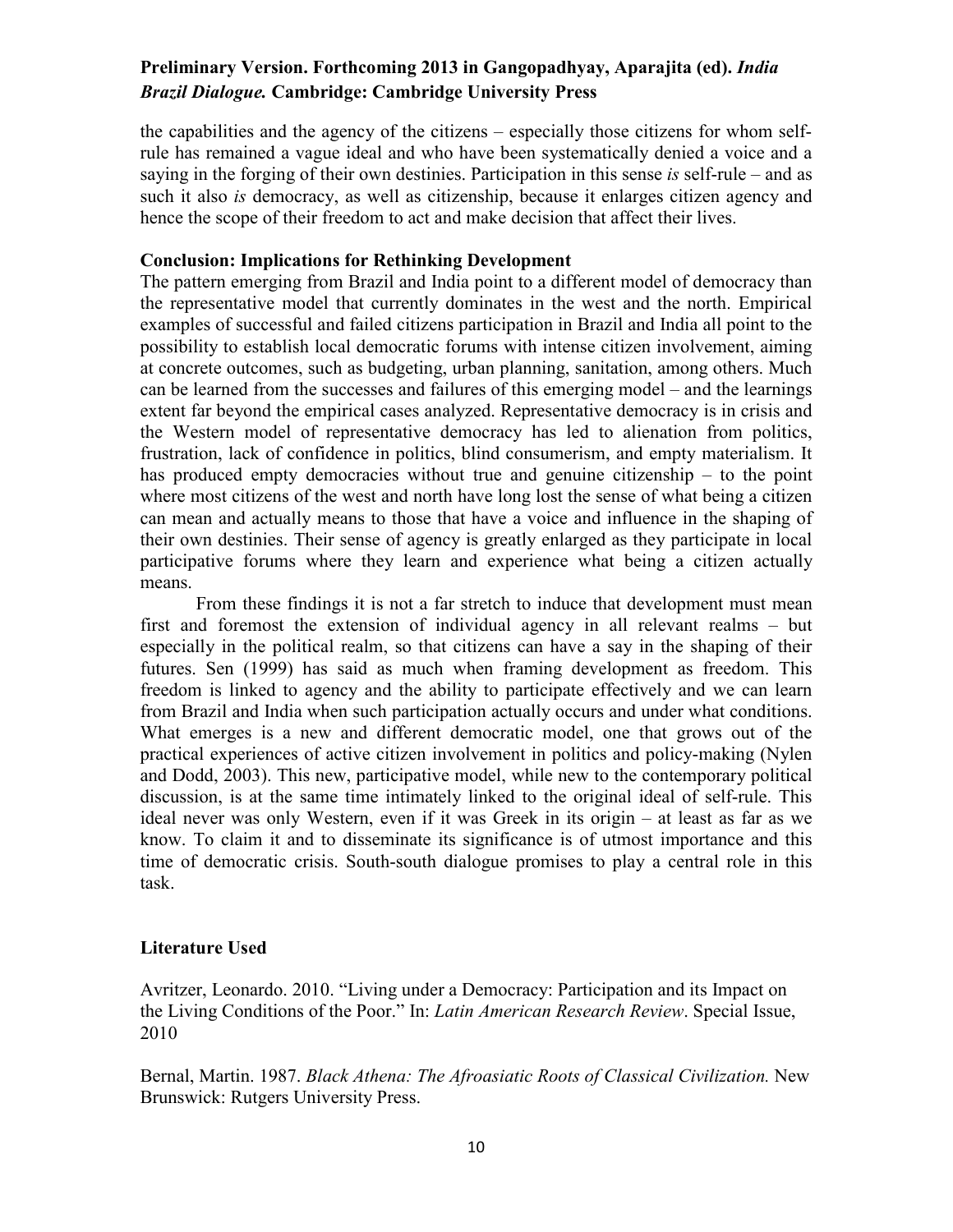the capabilities and the agency of the citizens – especially those citizens for whom self-rule has remained a vague ideal and who have been systematically denied a voice and a saying in the forging of their own destinies. Participation in this sense *is* self-rule – and as such it also *is* democracy, as well as citizenship, because it enlarges citizen agency and hence the scope of their freedom to act and make decision that affect their lives.

## Conclusion: Implications for Rethinking Development

The pattern emerging from Brazil and India point to a different model of democracy than the representative model that currently dominates in the west and the north. Empirical examples of successful and failed citizens participation in Brazil and India all point to the possibility to establish local democratic forums with intense citizen involvement, aiming at concrete outcomes, such as budgeting, urban planning, sanitation, among others. Much can be learned from the successes and failures of this emerging model – and the learnings extent far beyond the empirical cases analyzed. Representative democracy is in crisis and the Western model of representative democracy has led to alienation from politics, frustration, lack of confidence in politics, blind consumerism, and empty materialism. It has produced empty democracies without true and genuine citizenship – to the point where most citizens of the west and north have long lost the sense of what being a citizen can mean and actually means to those that have a voice and influence in the shaping of their own destinies. Their sense of agency is greatly enlarged as they participate in local participative forums where they learn and experience what being a citizen actually means.

From these findings it is not a far stretch to induce that development must mean first and foremost the extension of individual agency in all relevant realms – but especially in the political realm, so that citizens can have a say in the shaping of their futures. Sen (1999) has said as much when framing development as freedom. This freedom is linked to agency and the ability to participate effectively and we can learn from Brazil and India when such participation actually occurs and under what conditions. What emerges is a new and different democratic model, one that grows out of the practical experiences of active citizen involvement in politics and policy-making (Nylen and Dodd, 2003). This new, participative model, while new to the contemporary political discussion, is at the same time intimately linked to the original ideal of self-rule. This ideal never was only Western, even if it was Greek in its origin – at least as far as we know. To claim it and to disseminate its significance is of utmost importance and this time of democratic crisis. South-south dialogue promises to play a central role in this task.

## Literature Used

Avritzer, Leonardo. 2010. "Living under a Democracy: Participation and its Impact on the Living Conditions of the Poor." In: *Latin American Research Review*. Special Issue, 2010

Bernal, Martin. 1987. *Black Athena: The Afroasiatic Roots of Classical Civilization.* New Brunswick: Rutgers University Press.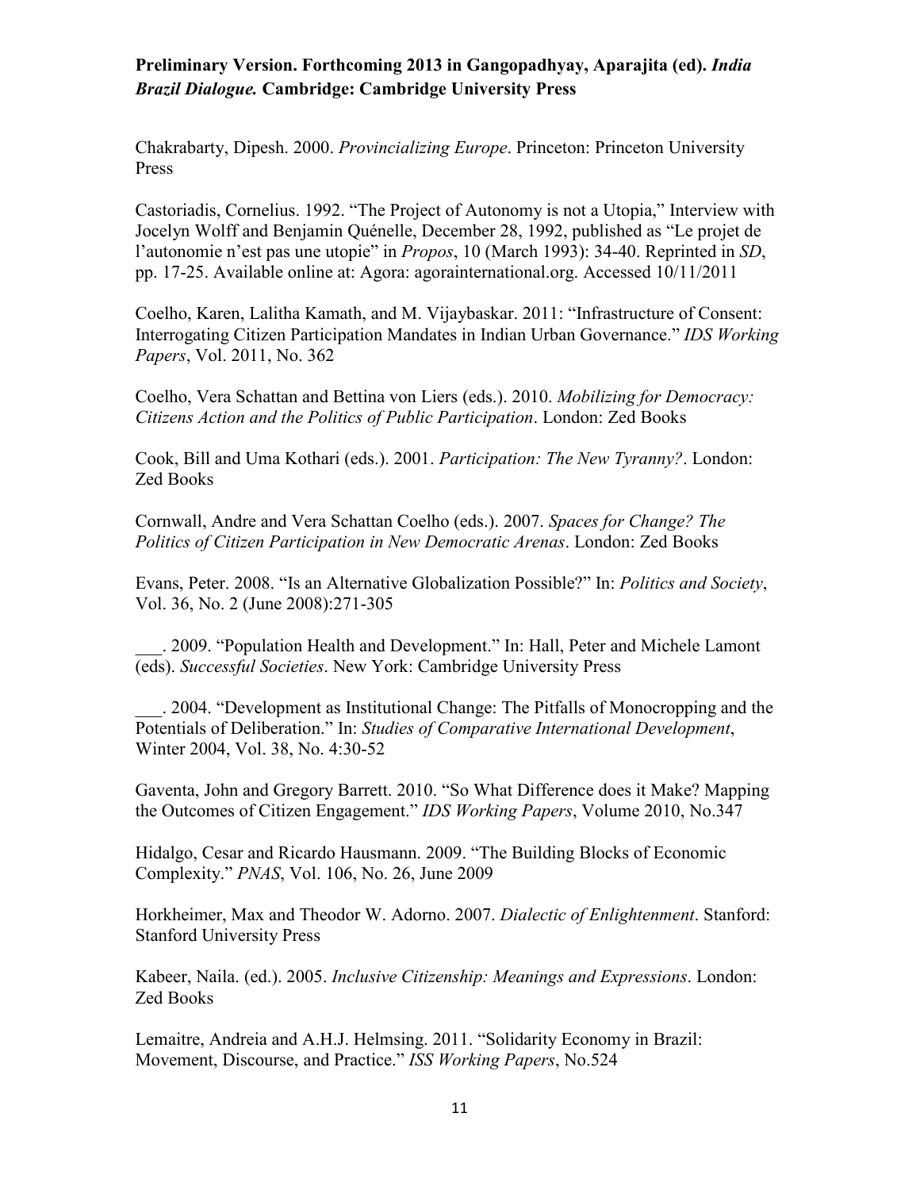Chakrabarty, Dipesh. 2000. *Provincializing Europe*. Princeton: Princeton University Press

Castoriadis, Cornelius. 1992. "The Project of Autonomy is not a Utopia," Interview with Jocelyn Wolff and Benjamin Quénelle, December 28, 1992, published as "Le projet de l'autonomie n'est pas une utopie" in *Propos*, 10 (March 1993): 34-40. Reprinted in *SD*, pp. 17-25. Available online at: Agora: agorainternational.org. Accessed 10/11/2011

Coelho, Karen, Lalitha Kamath, and M. Vijaybaskar. 2011: "Infrastructure of Consent: Interrogating Citizen Participation Mandates in Indian Urban Governance." *IDS Working Papers*, Vol. 2011, No. 362

Coelho, Vera Schattan and Bettina von Liers (eds.). 2010. *Mobilizing for Democracy: Citizens Action and the Politics of Public Participation*. London: Zed Books

Cook, Bill and Uma Kothari (eds.). 2001. *Participation: The New Tyranny?*. London: Zed Books

Cornwall, Andre and Vera Schattan Coelho (eds.). 2007. *Spaces for Change? The Politics of Citizen Participation in New Democratic Arenas*. London: Zed Books

Evans, Peter. 2008. "Is an Alternative Globalization Possible?" In: *Politics and Society*, Vol. 36, No. 2 (June 2008):271-305

___. 2009. "Population Health and Development." In: Hall, Peter and Michele Lamont (eds). *Successful Societies*. New York: Cambridge University Press

___. 2004. "Development as Institutional Change: The Pitfalls of Monocropping and the Potentials of Deliberation." In: *Studies of Comparative International Development*, Winter 2004, Vol. 38, No. 4:30-52

Gaventa, John and Gregory Barrett. 2010. "So What Difference does it Make? Mapping the Outcomes of Citizen Engagement." *IDS Working Papers*, Volume 2010, No.347

Hidalgo, Cesar and Ricardo Hausmann. 2009. "The Building Blocks of Economic Complexity." *PNAS*, Vol. 106, No. 26, June 2009

Horkheimer, Max and Theodor W. Adorno. 2007. *Dialectic of Enlightenment*. Stanford: Stanford University Press

Kabeer, Naila. (ed.). 2005. *Inclusive Citizenship: Meanings and Expressions*. London: Zed Books

Lemaitre, Andreia and A.H.J. Helmsing. 2011. "Solidarity Economy in Brazil: Movement, Discourse, and Practice." *ISS Working Papers*, No.524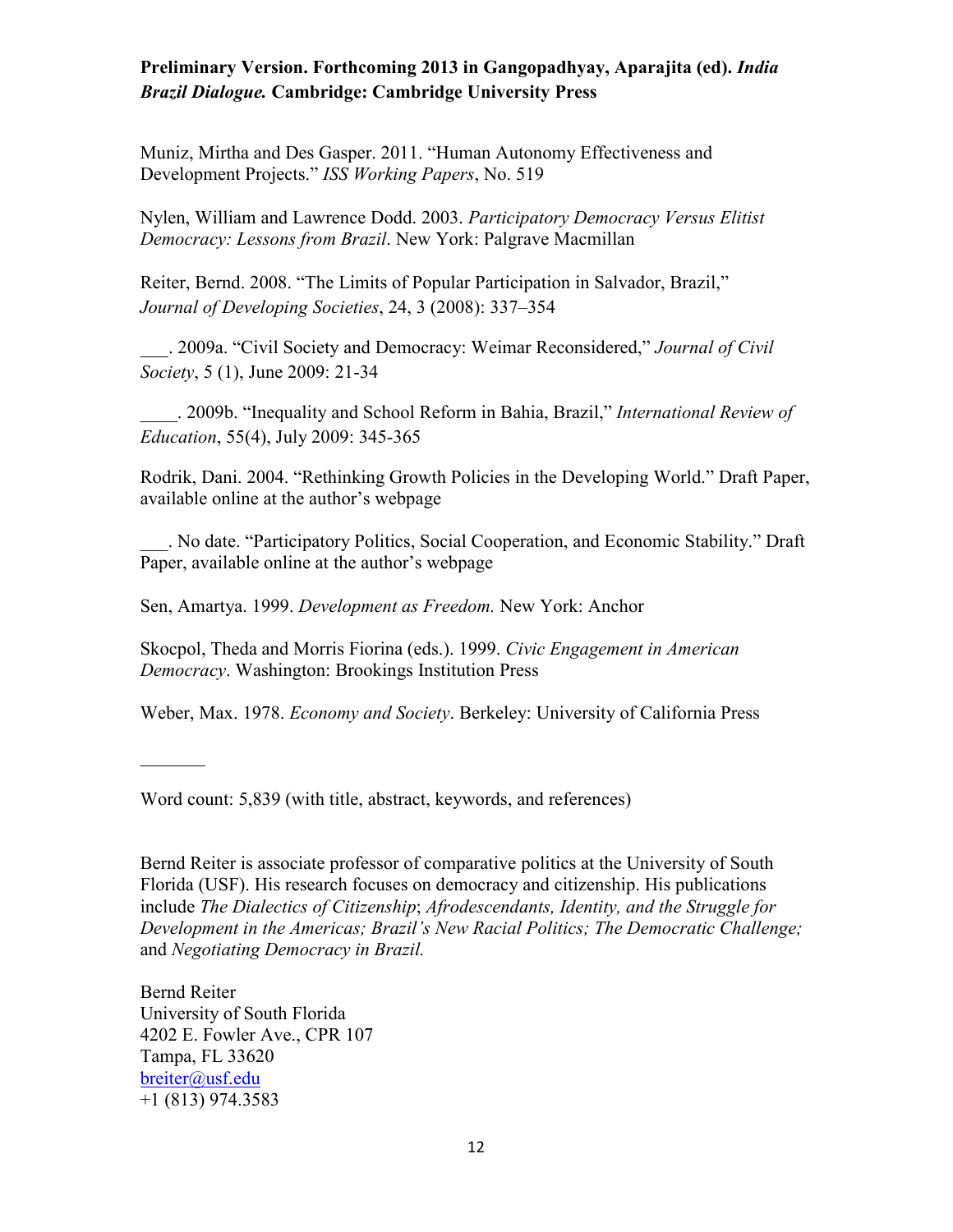Muniz, Mirtha and Des Gasper. 2011. "Human Autonomy Effectiveness and Development Projects." *ISS Working Papers*, No. 519

Nylen, William and Lawrence Dodd. 2003. *Participatory Democracy Versus Elitist Democracy: Lessons from Brazil*. New York: Palgrave Macmillan

Reiter, Bernd. 2008. "The Limits of Popular Participation in Salvador, Brazil," *Journal of Developing Societies*, 24, 3 (2008): 337–354

___. 2009a. "Civil Society and Democracy: Weimar Reconsidered," *Journal of Civil Society*, 5 (1), June 2009: 21-34

____. 2009b. "Inequality and School Reform in Bahia, Brazil," *International Review of Education*, 55(4), July 2009: 345-365

Rodrik, Dani. 2004. "Rethinking Growth Policies in the Developing World." Draft Paper, available online at the author's webpage

___. No date. "Participatory Politics, Social Cooperation, and Economic Stability." Draft Paper, available online at the author's webpage

Sen, Amartya. 1999. *Development as Freedom.* New York: Anchor

Skocpol, Theda and Morris Fiorina (eds.). 1999. *Civic Engagement in American Democracy*. Washington: Brookings Institution Press

Weber, Max. 1978. *Economy and Society*. Berkeley: University of California Press

---

Word count: 5,839 (with title, abstract, keywords, and references)

Bernd Reiter is associate professor of comparative politics at the University of South Florida (USF). His research focuses on democracy and citizenship. His publications include *The Dialectics of Citizenship*; *Afrodescendants, Identity, and the Struggle for Development in the Americas; Brazil's New Racial Politics; The Democratic Challenge;* and *Negotiating Democracy in Brazil.*

Bernd Reiter
University of South Florida
4202 E. Fowler Ave., CPR 107
Tampa, FL 33620
breiter@usf.edu
+1 (813) 974.3583